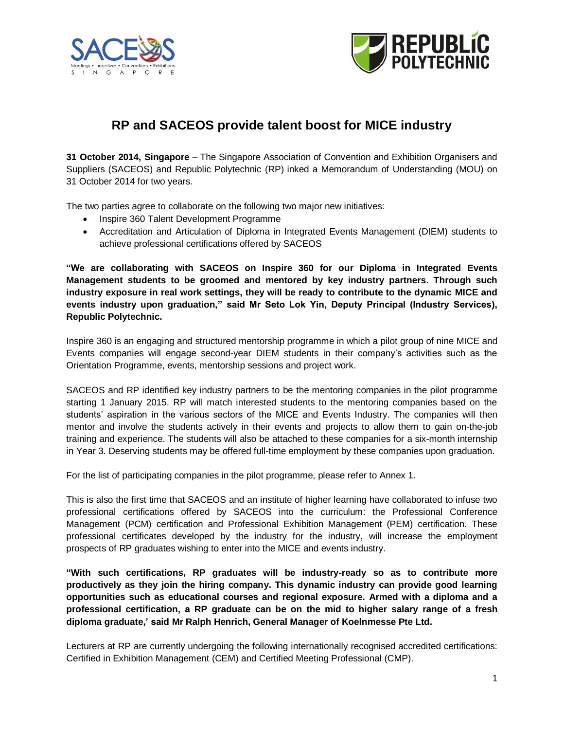# RP and SACEOS provide talent boost for MICE industry

**31 October 2014, Singapore** – The Singapore Association of Convention and Exhibition Organisers and Suppliers (SACEOS) and Republic Polytechnic (RP) inked a Memorandum of Understanding (MOU) on 31 October 2014 for two years.

The two parties agree to collaborate on the following two major new initiatives:

- Inspire 360 Talent Development Programme
- Accreditation and Articulation of Diploma in Integrated Events Management (DIEM) students to achieve professional certifications offered by SACEOS

**"We are collaborating with SACEOS on Inspire 360 for our Diploma in Integrated Events Management students to be groomed and mentored by key industry partners. Through such industry exposure in real work settings, they will be ready to contribute to the dynamic MICE and events industry upon graduation," said Mr Seto Lok Yin, Deputy Principal (Industry Services), Republic Polytechnic.**

Inspire 360 is an engaging and structured mentorship programme in which a pilot group of nine MICE and Events companies will engage second-year DIEM students in their company's activities such as the Orientation Programme, events, mentorship sessions and project work.

SACEOS and RP identified key industry partners to be the mentoring companies in the pilot programme starting 1 January 2015. RP will match interested students to the mentoring companies based on the students' aspiration in the various sectors of the MICE and Events Industry. The companies will then mentor and involve the students actively in their events and projects to allow them to gain on-the-job training and experience. The students will also be attached to these companies for a six-month internship in Year 3. Deserving students may be offered full-time employment by these companies upon graduation.

For the list of participating companies in the pilot programme, please refer to Annex 1.

This is also the first time that SACEOS and an institute of higher learning have collaborated to infuse two professional certifications offered by SACEOS into the curriculum: the Professional Conference Management (PCM) certification and Professional Exhibition Management (PEM) certification. These professional certificates developed by the industry for the industry, will increase the employment prospects of RP graduates wishing to enter into the MICE and events industry.

**"With such certifications, RP graduates will be industry-ready so as to contribute more productively as they join the hiring company. This dynamic industry can provide good learning opportunities such as educational courses and regional exposure. Armed with a diploma and a professional certification, a RP graduate can be on the mid to higher salary range of a fresh diploma graduate,' said Mr Ralph Henrich, General Manager of Koelnmesse Pte Ltd.**

Lecturers at RP are currently undergoing the following internationally recognised accredited certifications: Certified in Exhibition Management (CEM) and Certified Meeting Professional (CMP).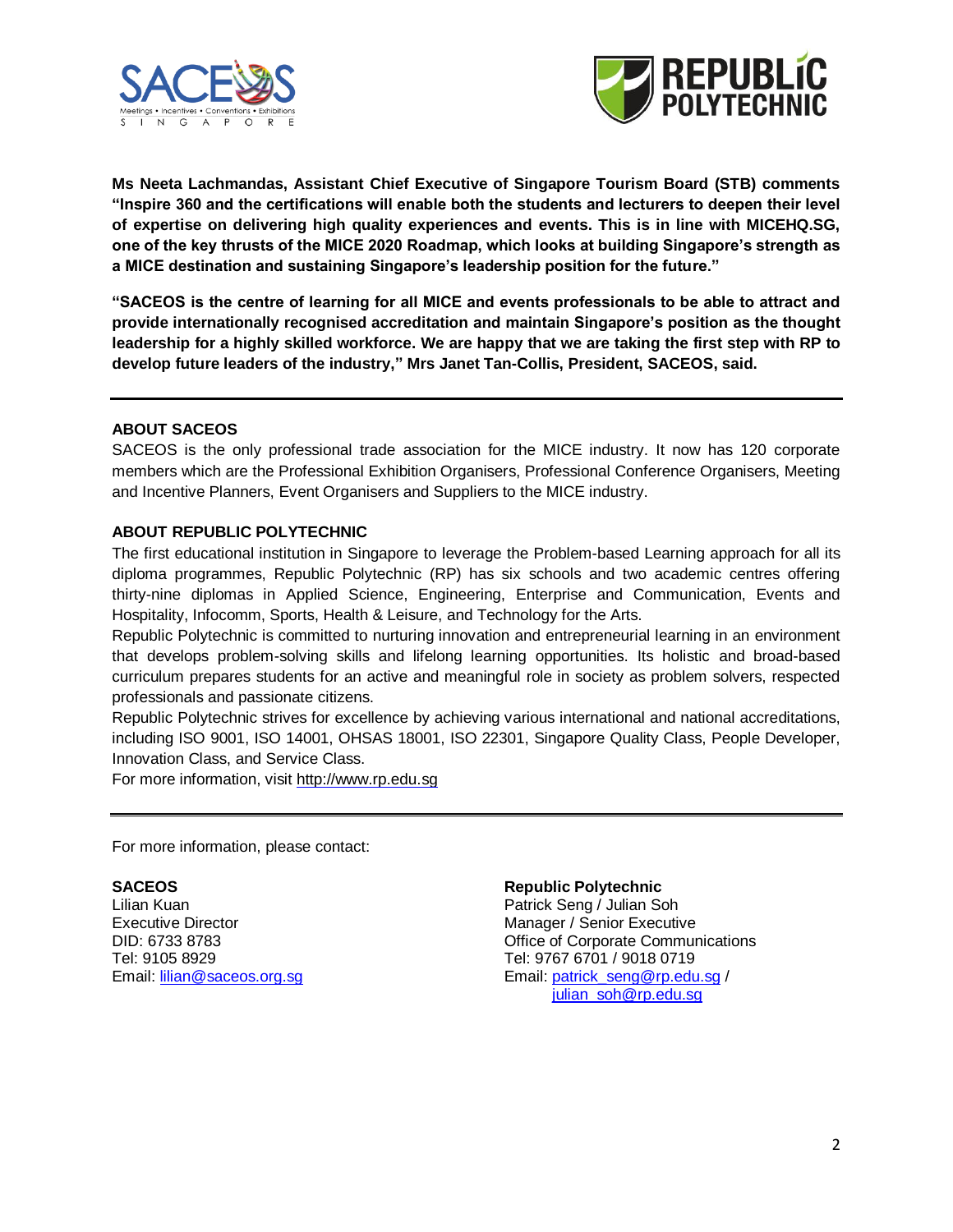**Ms Neeta Lachmandas, Assistant Chief Executive of Singapore Tourism Board (STB) comments "Inspire 360 and the certifications will enable both the students and lecturers to deepen their level of expertise on delivering high quality experiences and events. This is in line with MICEHQ.SG, one of the key thrusts of the MICE 2020 Roadmap, which looks at building Singapore's strength as a MICE destination and sustaining Singapore's leadership position for the future."**

**"SACEOS is the centre of learning for all MICE and events professionals to be able to attract and provide internationally recognised accreditation and maintain Singapore's position as the thought leadership for a highly skilled workforce. We are happy that we are taking the first step with RP to develop future leaders of the industry," Mrs Janet Tan-Collis, President, SACEOS, said.**

---

**ABOUT SACEOS**

SACEOS is the only professional trade association for the MICE industry. It now has 120 corporate members which are the Professional Exhibition Organisers, Professional Conference Organisers, Meeting and Incentive Planners, Event Organisers and Suppliers to the MICE industry.

**ABOUT REPUBLIC POLYTECHNIC**

The first educational institution in Singapore to leverage the Problem-based Learning approach for all its diploma programmes, Republic Polytechnic (RP) has six schools and two academic centres offering thirty-nine diplomas in Applied Science, Engineering, Enterprise and Communication, Events and Hospitality, Infocomm, Sports, Health & Leisure, and Technology for the Arts.

Republic Polytechnic is committed to nurturing innovation and entrepreneurial learning in an environment that develops problem-solving skills and lifelong learning opportunities. Its holistic and broad-based curriculum prepares students for an active and meaningful role in society as problem solvers, respected professionals and passionate citizens.

Republic Polytechnic strives for excellence by achieving various international and national accreditations, including ISO 9001, ISO 14001, OHSAS 18001, ISO 22301, Singapore Quality Class, People Developer, Innovation Class, and Service Class.

For more information, visit http://www.rp.edu.sg

---

For more information, please contact:

**SACEOS**
Lilian Kuan
Executive Director
DID: 6733 8783
Tel: 9105 8929
Email: lilian@saceos.org.sg

**Republic Polytechnic**
Patrick Seng / Julian Soh
Manager / Senior Executive
Office of Corporate Communications
Tel: 9767 6701 / 9018 0719
Email: patrick_seng@rp.edu.sg / julian_soh@rp.edu.sg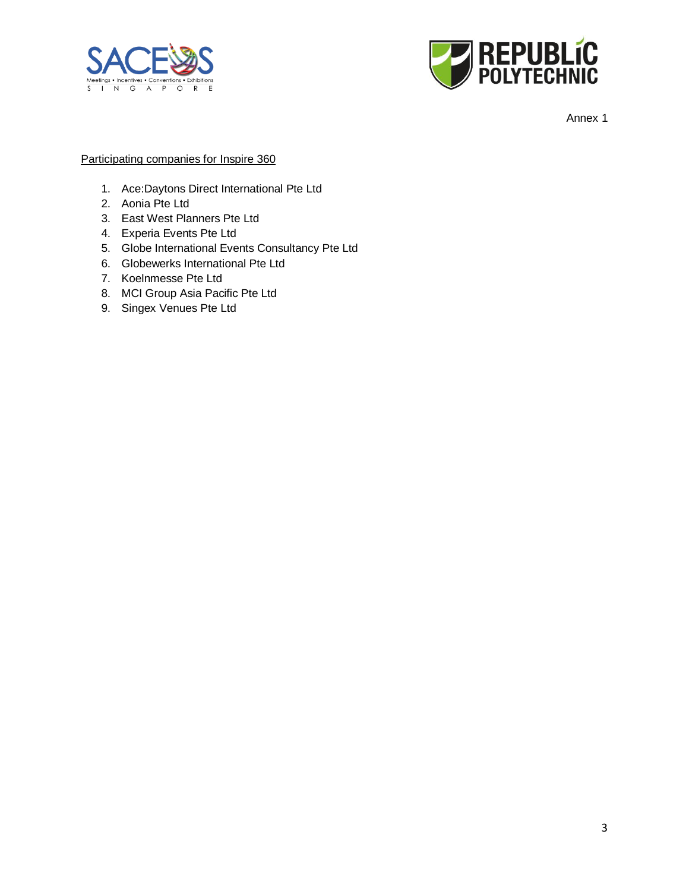Annex 1

Participating companies for Inspire 360

1. Ace:Daytons Direct International Pte Ltd
2. Aonia Pte Ltd
3. East West Planners Pte Ltd
4. Experia Events Pte Ltd
5. Globe International Events Consultancy Pte Ltd
6. Globewerks International Pte Ltd
7. Koelnmesse Pte Ltd
8. MCI Group Asia Pacific Pte Ltd
9. Singex Venues Pte Ltd